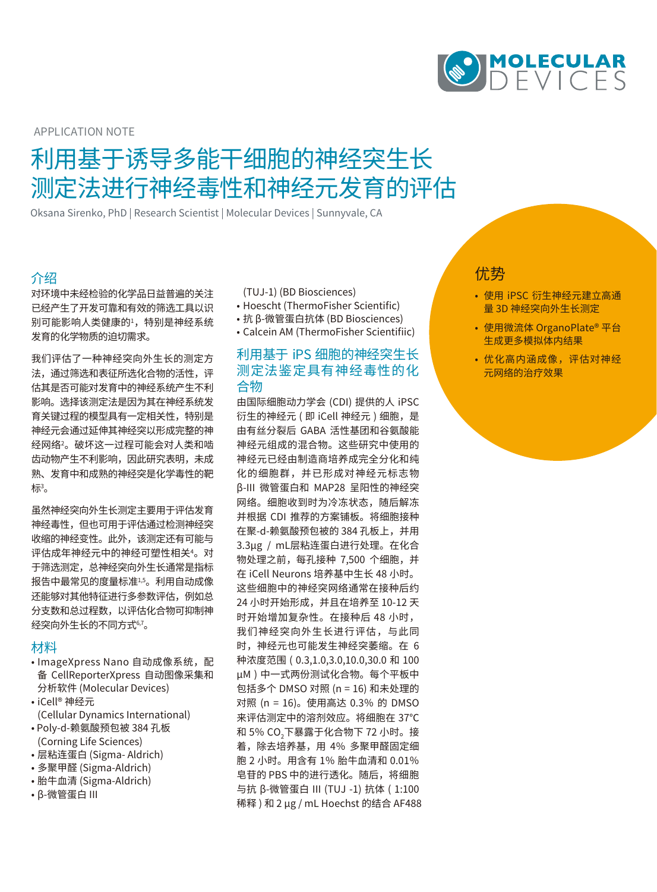APPLICATION NOTE

# 利用基于诱导多能干细胞的神经突生长测定法进行神经毒性和神经元发育的评估

Oksana Sirenko, PhD | Research Scientist | Molecular Devices | Sunnyvale, CA

## 优势

- 使用 iPSC 衍生神经元建立高通量 3D 神经突向外生长测定
- 使用微流体 OrganoPlate® 平台生成更多模拟体内结果
- 优化高内涵成像，评估对神经元网络的治疗效果

## 介绍

对环境中未经检验的化学品日益普遍的关注已经产生了开发可靠和有效的筛选工具以识别可能影响人类健康的[1]，特别是神经系统发育的化学物质的迫切需求。

我们评估了一种神经突向外生长的测定方法，通过筛选和表征所选化合物的活性，评估其是否可能对发育中的神经系统产生不利影响。选择该测定法是因为其在神经系统发育关键过程的模型具有一定相关性，特别是神经元会通过延伸其神经突以形成完整的神经网络[2]。破坏这一过程可能会对人类和啮齿动物产生不利影响，因此研究表明，未成熟、发育中和成熟的神经突是化学毒性的靶标[3]。

虽然神经突向外生长测定主要用于评估发育神经毒性，但也可用于评估通过检测神经突收缩的神经变性。此外，该测定还有可能与评估成年神经元中的神经可塑性相关[4]。对于筛选测定，总神经突向外生长通常是指标报告中最常见的度量标准[1,5]。利用自动成像还能够对其他特征进行多参数评估，例如总分支数和总过程数，以评估化合物可抑制神经突向外生长的不同方式[6,7]。

## 材料

- ImageXpress Nano 自动成像系统，配备 CellReporterXpress 自动图像采集和分析软件 (Molecular Devices)
- iCell® 神经元 (Cellular Dynamics International)
- Poly-d-赖氨酸预包被 384 孔板 (Corning Life Sciences)
- 层粘连蛋白 (Sigma- Aldrich)
- 多聚甲醛 (Sigma-Aldrich)
- 胎牛血清 (Sigma-Aldrich)
- β-微管蛋白 III (TUJ-1) (BD Biosciences)
- Hoescht (ThermoFisher Scientific)
- 抗 β-微管蛋白抗体 (BD Biosciences)
- Calcein AM (ThermoFisher Scientifiic)

## 利用基于 iPS 细胞的神经突生长测定法鉴定具有神经毒性的化合物

由国际细胞动力学会 (CDI) 提供的人 iPSC 衍生的神经元 ( 即 iCell 神经元 ) 细胞，是由有丝分裂后 GABA 活性基团和谷氨酸能神经元组成的混合物。这些研究中使用的神经元已经由制造商培养成完全分化和纯化的细胞群，并已形成对神经元标志物 β-III 微管蛋白和 MAP28 呈阳性的神经突网络。细胞收到时为冷冻状态，随后解冻并根据 CDI 推荐的方案铺板。将细胞接种在聚-d-赖氨酸预包被的 384 孔板上，并用 3.3µg / mL层粘连蛋白进行处理。在化合物处理之前，每孔接种 7,500 个细胞，并在 iCell Neurons 培养基中生长 48 小时。这些细胞中的神经突网络通常在接种后约 24 小时开始形成，并且在培养至 10-12 天时开始增加复杂性。在接种后 48 小时，我们神经突向外生长进行评估，与此同时，神经元也可能发生神经突萎缩。在 6 种浓度范围 ( 0.3,1.0,3.0,10.0,30.0 和 100 µM ) 中一式两份测试化合物。每个平板中包括多个 DMSO 对照 (n = 16) 和未处理的对照 (n = 16)。使用高达 0.3% 的 DMSO 来评估测定中的溶剂效应。将细胞在 37°C 和 5% $CO_2$ 下暴露于化合物下 72 小时。接着，除去培养基，用 4% 多聚甲醛固定细胞 2 小时。用含有 1% 胎牛血清和 0.01% 皂苷的 PBS 中的进行透化。随后，将细胞与抗 β-微管蛋白 III (TUJ -1) 抗体 ( 1:100 稀释 ) 和 2 µg / mL Hoechst 的结合 AF488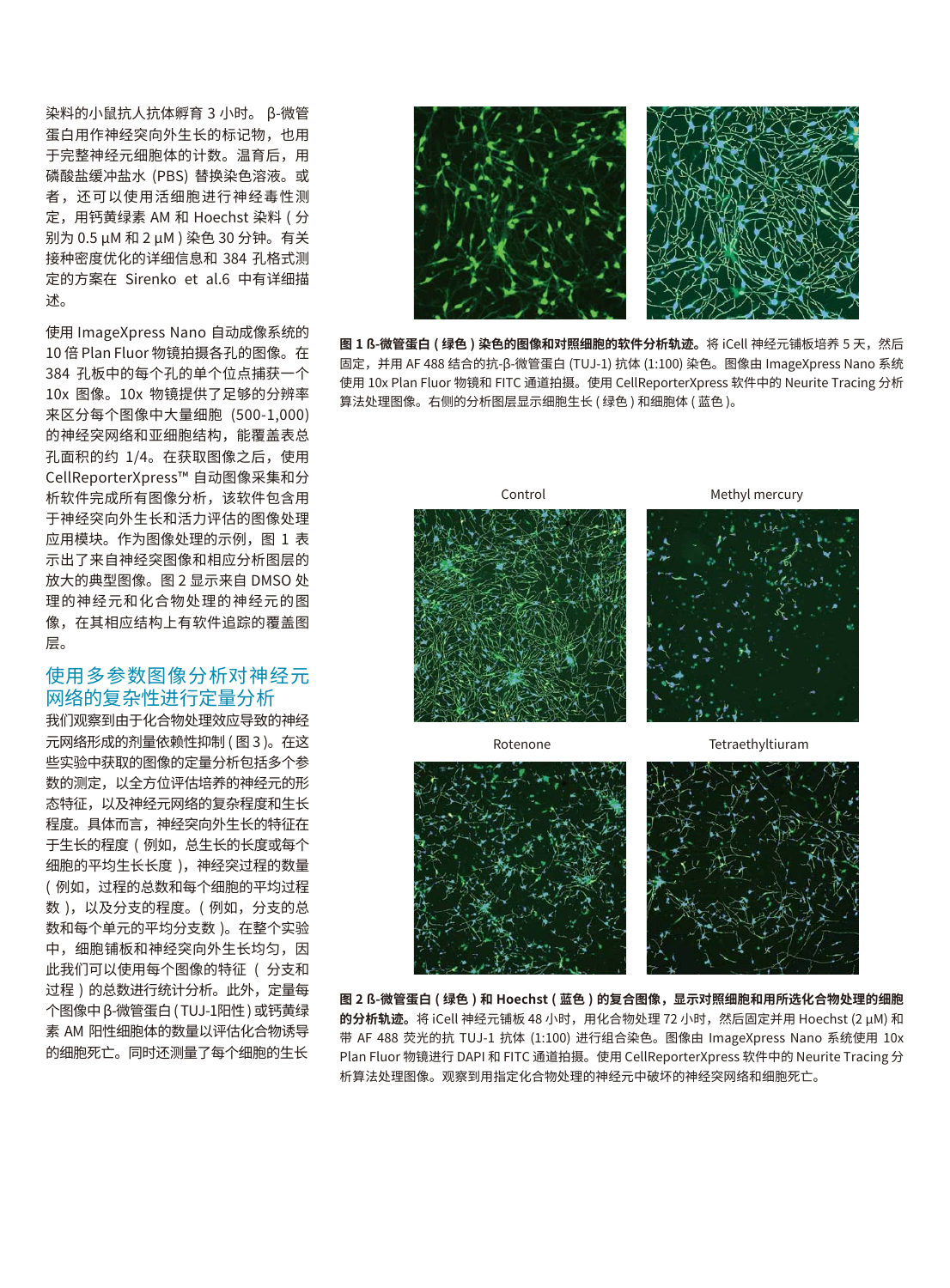染料的小鼠抗人抗体孵育 3 小时。β-微管蛋白用作神经突向外生长的标记物，也用于完整神经元细胞体的计数。温育后，用磷酸盐缓冲盐水 (PBS) 替换染色溶液。或者，还可以使用活细胞进行神经毒性测定，用钙黄绿素 AM 和 Hoechst 染料 ( 分别为 0.5 µM 和 2 µM ) 染色 30 分钟。有关接种密度优化的详细信息和 384 孔格式测定的方案在 Sirenko et al.6 中有详细描述。

使用 ImageXpress Nano 自动成像系统的 10 倍 Plan Fluor 物镜拍摄各孔的图像。在 384 孔板中的每个孔的单个位点捕获一个 10x 图像。10x 物镜提供了足够的分辨率来区分每个图像中大量细胞（500-1,000）的神经突网络和亚细胞结构，能覆盖表总孔面积的约 1/4。在获取图像之后，使用 CellReporterXpress™ 自动图像采集和分析软件完成所有图像分析，该软件包含用于神经突向外生长和活力评估的图像处理应用模块。作为图像处理的示例，图 1 表示出了来自神经突图像和相应分析图层的放大的典型图像。图 2 显示来自 DMSO 处理的神经元和化合物处理的神经元的图像，在其相应结构上有软件追踪的覆盖图层。

## 使用多参数图像分析对神经元网络的复杂性进行定量分析

我们观察到由于化合物处理效应导致的神经元网络形成的剂量依赖性抑制 ( 图 3 )。在这些实验中获取的图像的定量分析包括多个参数的测定，以全方位评估培养的神经元的形态特征，以及神经元网络的复杂程度和生长程度。具体而言，神经突向外生长的特征在于生长的程度 ( 例如，总生长的长度或每个细胞的平均生长长度 )，神经突过程的数量 ( 例如，过程的总数和每个细胞的平均过程数 )，以及分支的程度。( 例如，分支的总数和每个单元的平均分支数 )。在整个实验中，细胞铺板和神经突向外生长均匀，因此我们可以使用每个图像的特征 ( 分支和过程 ) 的总数进行统计分析。此外，定量每个图像中 β-微管蛋白 ( TUJ-1阳性 ) 或钙黄绿素 AM 阳性细胞体的数量以评估化合物诱导的细胞死亡。同时还测量了每个细胞的生长

**图 1 ß-微管蛋白 ( 绿色 ) 染色的图像和对照细胞的软件分析轨迹。** 将 iCell 神经元铺板培养 5 天，然后固定，并用 AF 488 结合的抗-β-微管蛋白 (TUJ-1) 抗体 (1:100) 染色。图像由 ImageXpress Nano 系统使用 10x Plan Fluor 物镜和 FITC 通道拍摄。使用 CellReporterXpress 软件中的 Neurite Tracing 分析算法处理图像。右侧的分析图层显示细胞生长 ( 绿色 ) 和细胞体 ( 蓝色 )。

Control　Methyl mercury　Rotenone　Tetraethyltiuram

**图 2 ß-微管蛋白 ( 绿色 ) 和 Hoechst ( 蓝色 ) 的复合图像，显示对照细胞和用所选化合物处理的细胞的分析轨迹。** 将 iCell 神经元铺板 48 小时，用化合物处理 72 小时，然后固定并用 Hoechst (2 µM) 和带 AF 488 荧光的抗 TUJ-1 抗体 (1:100) 进行组合染色。图像由 ImageXpress Nano 系统使用 10x Plan Fluor 物镜进行 DAPI 和 FITC 通道拍摄。使用 CellReporterXpress 软件中的 Neurite Tracing 分析算法处理图像。观察到用指定化合物处理的神经元中破坏的神经突网络和细胞死亡。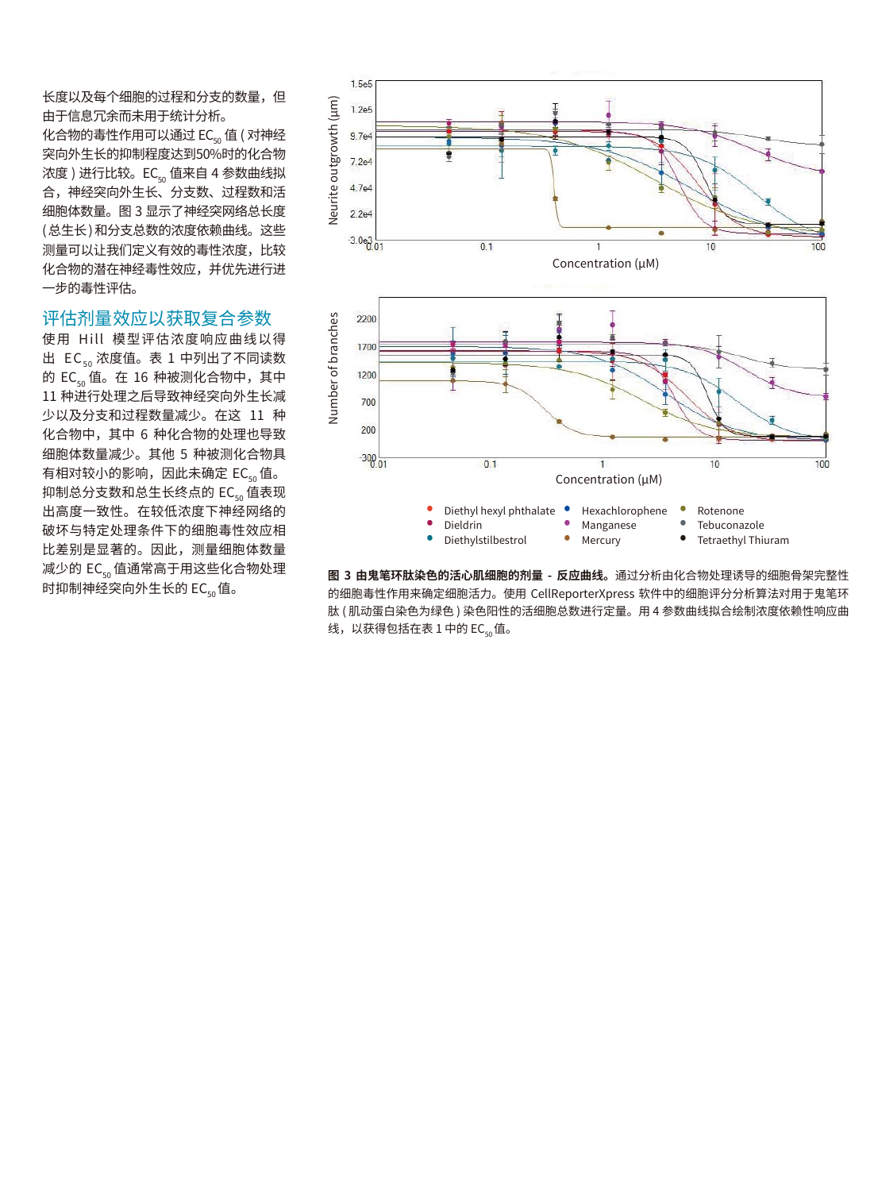长度以及每个细胞的过程和分支的数量，但由于信息冗余而未用于统计分析。

化合物的毒性作用可以通过 $EC_{50}$ 值 ( 对神经突向外生长的抑制程度达到50%时的化合物浓度 ) 进行比较。$EC_{50}$ 值来自 4 参数曲线拟合，神经突向外生长、分支数、过程数和活细胞体数量。图 3 显示了神经突网络总长度 ( 总生长 ) 和分支总数的浓度依赖曲线。这些测量可以让我们定义有效的毒性浓度，比较化合物的潜在神经毒性效应，并优先进行进一步的毒性评估。

## 评估剂量效应以获取复合参数

使用 Hill 模型评估浓度响应曲线以得出 $EC_{50}$ 浓度值。表 1 中列出了不同读数的 $EC_{50}$ 值。在 16 种被测化合物中，其中 11 种进行处理之后导致神经突向外生长减少以及分支和过程数量减少。在这 11 种化合物中，其中 6 种化合物的处理也导致细胞体数量减少。其他 5 种被测化合物具有相对较小的影响，因此未确定 $EC_{50}$ 值。抑制总分支数和总生长终点的 $EC_{50}$ 值表现出高度一致性。在较低浓度下神经网络的破坏与特定处理条件下的细胞毒性效应相比差别是显著的。因此，测量细胞体数量减少的 $EC_{50}$ 值通常高于用这些化合物处理时抑制神经突向外生长的 $EC_{50}$ 值。

**图 3 由鬼笔环肽染色的活心肌细胞的剂量 - 反应曲线。**通过分析由化合物处理诱导的细胞骨架完整性的细胞毒性作用来确定细胞活力。使用 CellReporterXpress 软件中的细胞评分分析算法对用于鬼笔环肽 ( 肌动蛋白染色为绿色 ) 染色阳性的活细胞总数进行定量。用 4 参数曲线拟合绘制浓度依赖性响应曲线，以获得包括在表 1 中的 $EC_{50}$ 值。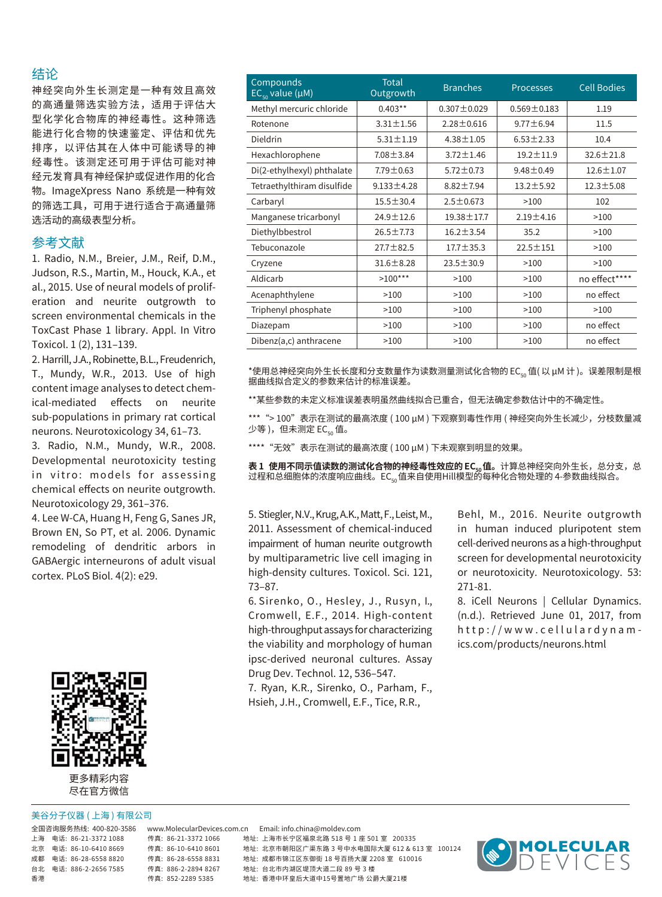## 结论

神经突向外生长测定是一种有效且高效的高通量筛选实验方法，适用于评估大型化学化合物库的神经毒性。这种筛选能进行化合物的快速鉴定、评估和优先排序，以评估其在人体中可能诱导的神经毒性。该测定还可用于评估可能对神经元发育具有神经保护或促进作用的化合物。ImageXpress Nano 系统是一种有效的筛选工具，可用于进行适合于高通量筛选活动的高级表型分析。

## 参考文献

1. Radio, N.M., Breier, J.M., Reif, D.M., Judson, R.S., Martin, M., Houck, K.A., et al., 2015. Use of neural models of proliferation and neurite outgrowth to screen environmental chemicals in the ToxCast Phase 1 library. Appl. In Vitro Toxicol. 1 (2), 131–139.
2. Harrill, J.A., Robinette, B.L., Freudenrich, T., Mundy, W.R., 2013. Use of high content image analyses to detect chemical-mediated effects on neurite sub-populations in primary rat cortical neurons. Neurotoxicology 34, 61–73.
3. Radio, N.M., Mundy, W.R., 2008. Developmental neurotoxicity testing in vitro: models for assessing chemical effects on neurite outgrowth. Neurotoxicology 29, 361–376.
4. Lee W-CA, Huang H, Feng G, Sanes JR, Brown EN, So PT, et al. 2006. Dynamic remodeling of dendritic arbors in GABAergic interneurons of adult visual cortex. PLoS Biol. 4(2): e29.

| Compounds $EC_{50}$ value (μM) | Total Outgrowth | Branches | Processes | Cell Bodies |
|---|---|---|---|---|
| Methyl mercuric chloride | 0.403** | 0.307±0.029 | 0.569±0.183 | 1.19 |
| Rotenone | 3.31±1.56 | 2.28±0.616 | 9.77±6.94 | 11.5 |
| Dieldrin | 5.31±1.19 | 4.38±1.05 | 6.53±2.33 | 10.4 |
| Hexachlorophene | 7.08±3.84 | 3.72±1.46 | 19.2±11.9 | 32.6±21.8 |
| Di(2-ethylhexyl) phthalate | 7.79±0.63 | 5.72±0.73 | 9.48±0.49 | 12.6±1.07 |
| Tetraethylthiram disulfide | 9.133±4.28 | 8.82±7.94 | 13.2±5.92 | 12.3±5.08 |
| Carbaryl | 15.5±30.4 | 2.5±0.673 | >100 | 102 |
| Manganese tricarbonyl | 24.9±12.6 | 19.38±17.7 | 2.19±4.16 | >100 |
| Diethylbbestrol | 26.5±7.73 | 16.2±3.54 | 35.2 | >100 |
| Tebuconazole | 27.7±82.5 | 17.7±35.3 | 22.5±151 | >100 |
| Cryzene | 31.6±8.28 | 23.5±30.9 | >100 | >100 |
| Aldicarb | >100*** | >100 | >100 | no effect**** |
| Acenaphthylene | >100 | >100 | >100 | no effect |
| Triphenyl phosphate | >100 | >100 | >100 | >100 |
| Diazepam | >100 | >100 | >100 | no effect |
| Dibenz(a,c) anthracene | >100 | >100 | >100 | no effect |

*使用总神经突向外生长长度和分支数量作为读数测量测试化合物的 $EC_{50}$ 值（以 μM 计）。误差限制是根据曲线拟合定义的参数来估计的标准误差。

**某些参数的未定义标准误差表明虽然曲线拟合已重合，但无法确定参数估计中的不确定性。

*** “> 100” 表示在测试的最高浓度（100 μM）下观察到毒性作用（神经突向外生长减少，分枝数量减少等），但未测定 $EC_{50}$ 值。

**** “无效” 表示在测试的最高浓度（100 μM）下未观察到明显的效果。

**表 1 使用不同示值读数的测试化合物的神经毒性效应的 $EC_{50}$ 值。**计算总神经突向外生长，总分支，总过程和总细胞体的浓度响应曲线。$EC_{50}$ 值来自使用Hill模型的每种化合物处理的 4-参数曲线拟合。

5. Stiegler, N.V., Krug, A.K., Matt, F., Leist, M., 2011. Assessment of chemical-induced impairment of human neurite outgrowth by multiparametric live cell imaging in high-density cultures. Toxicol. Sci. 121, 73–87.
6. Sirenko, O., Hesley, J., Rusyn, I., Cromwell, E.F., 2014. High-content high-throughput assays for characterizing the viability and morphology of human ipsc-derived neuronal cultures. Assay Drug Dev. Technol. 12, 536–547.
7. Ryan, K.R., Sirenko, O., Parham, F., Hsieh, J.H., Cromwell, E.F., Tice, R.R., Behl, M., 2016. Neurite outgrowth in human induced pluripotent stem cell-derived neurons as a high-throughput screen for developmental neurotoxicity or neurotoxicity. Neurotoxicology. 53: 271-81.
8. iCell Neurons | Cellular Dynamics. (n.d.). Retrieved June 01, 2017, from http://www.cellulardynamics.com/products/neurons.html

更多精彩内容
尽在官方微信

美谷分子仪器（上海）有限公司

全国咨询服务热线: 400-820-3586　www.MolecularDevices.com.cn　Email: info.china@moldev.com

上海　电话: 86-21-3372 1088　传真: 86-21-3372 1066　地址: 上海市长宁区福泉北路 518 号 1 座 501 室　200335
北京　电话: 86-10-6410 8669　传真: 86-10-6410 8601　地址: 北京市朝阳区广渠东路 3 号中水电国际大厦 612 & 613 室　100124
成都　电话: 86-28-6558 8820　传真: 86-28-6558 8831　地址: 成都市锦江区东御街 18 号百扬大厦 2208 室　610016
台北　电话: 886-2-2656 7585　传真: 886-2-2894 8267　地址: 台北市内湖区堤顶大道二段 89 号 3 楼
香港　传真: 852-2289 5385　地址: 香港中环皇后大道中15号置地广场 公爵大厦21楼

MOLECULAR DEVICES